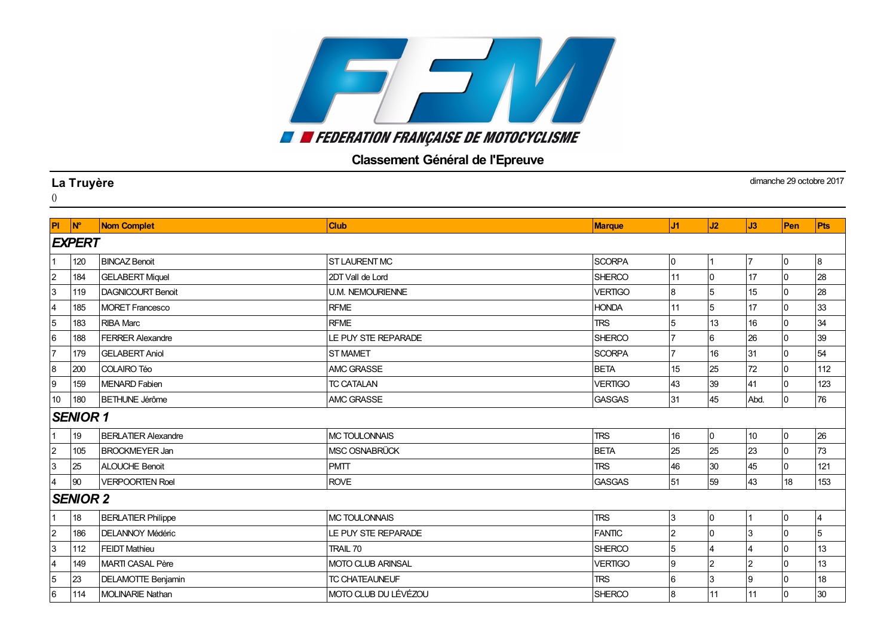FEDERATION FRANÇAISE DE MOTOCYCLISME

## Classement Général de l'Epreuve

**La Truyère**

()

dimanche 29 octobre 2017

| Pl | N° | Nom Complet | Club | Marque | J1 | J2 | J3 | Pen | Pts |
|---|---|---|---|---|---|---|---|---|---|
| ***EXPERT*** | | | | | | | | | |
| 1 | 120 | BINCAZ Benoit | ST LAURENT MC | SCORPA | 0 | 1 | 7 | 0 | 8 |
| 2 | 184 | GELABERT Miquel | 2DT Vall de Lord | SHERCO | 11 | 0 | 17 | 0 | 28 |
| 3 | 119 | DAGNICOURT Benoit | U.M. NEMOURIENNE | VERTIGO | 8 | 5 | 15 | 0 | 28 |
| 4 | 185 | MORET Francesco | RFME | HONDA | 11 | 5 | 17 | 0 | 33 |
| 5 | 183 | RIBA Marc | RFME | TRS | 5 | 13 | 16 | 0 | 34 |
| 6 | 188 | FERRER Alexandre | LE PUY STE REPARADE | SHERCO | 7 | 6 | 26 | 0 | 39 |
| 7 | 179 | GELABERT Aniol | ST MAMET | SCORPA | 7 | 16 | 31 | 0 | 54 |
| 8 | 200 | COLAIRO Téo | AMC GRASSE | BETA | 15 | 25 | 72 | 0 | 112 |
| 9 | 159 | MENARD Fabien | TC CATALAN | VERTIGO | 43 | 39 | 41 | 0 | 123 |
| 10 | 180 | BETHUNE Jérôme | AMC GRASSE | GASGAS | 31 | 45 | Abd. | 0 | 76 |
| ***SENIOR 1*** | | | | | | | | | |
| 1 | 19 | BERLATIER Alexandre | MC TOULONNAIS | TRS | 16 | 0 | 10 | 0 | 26 |
| 2 | 105 | BROCKMEYER Jan | MSC OSNABRÜCK | BETA | 25 | 25 | 23 | 0 | 73 |
| 3 | 25 | ALOUCHE Benoit | PMTT | TRS | 46 | 30 | 45 | 0 | 121 |
| 4 | 90 | VERPOORTEN Roel | ROVE | GASGAS | 51 | 59 | 43 | 18 | 153 |
| ***SENIOR 2*** | | | | | | | | | |
| 1 | 18 | BERLATIER Philippe | MC TOULONNAIS | TRS | 3 | 0 | 1 | 0 | 4 |
| 2 | 186 | DELANNOY Médéric | LE PUY STE REPARADE | FANTIC | 2 | 0 | 3 | 0 | 5 |
| 3 | 112 | FEIDT Mathieu | TRAIL 70 | SHERCO | 5 | 4 | 4 | 0 | 13 |
| 4 | 149 | MARTI CASAL Père | MOTO CLUB ARINSAL | VERTIGO | 9 | 2 | 2 | 0 | 13 |
| 5 | 23 | DELAMOTTE Benjamin | TC CHATEAUNEUF | TRS | 6 | 3 | 9 | 0 | 18 |
| 6 | 114 | MOLINARIE Nathan | MOTO CLUB DU LÉVÉZOU | SHERCO | 8 | 11 | 11 | 0 | 30 |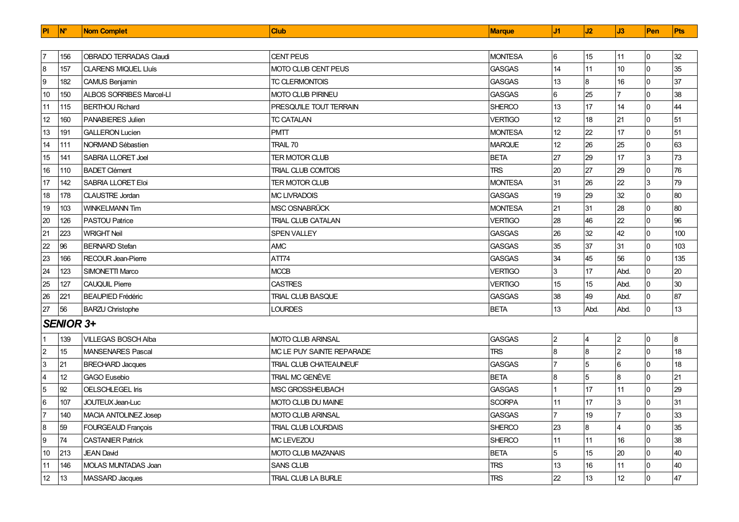| Pl | N° | Nom Complet | Club | Marque | J1 | J2 | J3 | Pen | Pts |
|---|---|---|---|---|---|---|---|---|---|
| 7 | 156 | OBRADO TERRADAS Claudi | CENT PEUS | MONTESA | 6 | 15 | 11 | 0 | 32 |
| 8 | 157 | CLARENS MIQUEL Lluís | MOTO CLUB CENT PEUS | GASGAS | 14 | 11 | 10 | 0 | 35 |
| 9 | 182 | CAMUS Benjamin | TC CLERMONTOIS | GASGAS | 13 | 8 | 16 | 0 | 37 |
| 10 | 150 | ALBOS SORRIBES Marcel-Ll | MOTO CLUB PIRINEU | GASGAS | 6 | 25 | 7 | 0 | 38 |
| 11 | 115 | BERTHOU Richard | PRESQU'ILE TOUT TERRAIN | SHERCO | 13 | 17 | 14 | 0 | 44 |
| 12 | 160 | PANABIERES Julien | TC CATALAN | VERTIGO | 12 | 18 | 21 | 0 | 51 |
| 13 | 191 | GALLERON Lucien | PMTT | MONTESA | 12 | 22 | 17 | 0 | 51 |
| 14 | 111 | NORMAND Sébastien | TRAIL 70 | MARQUE | 12 | 26 | 25 | 0 | 63 |
| 15 | 141 | SABRIA LLORET Joel | TER MOTOR CLUB | BETA | 27 | 29 | 17 | 3 | 73 |
| 16 | 110 | BADET Clément | TRIAL CLUB COMTOIS | TRS | 20 | 27 | 29 | 0 | 76 |
| 17 | 142 | SABRIA LLORET Eloi | TER MOTOR CLUB | MONTESA | 31 | 26 | 22 | 3 | 79 |
| 18 | 178 | CLAUSTRE Jordan | MC LIVRADOIS | GASGAS | 19 | 29 | 32 | 0 | 80 |
| 19 | 103 | WINKELMANN Tim | MSC OSNABRÜCK | MONTESA | 21 | 31 | 28 | 0 | 80 |
| 20 | 126 | PASTOU Patrice | TRIAL CLUB CATALAN | VERTIGO | 28 | 46 | 22 | 0 | 96 |
| 21 | 223 | WRIGHT Neil | SPEN VALLEY | GASGAS | 26 | 32 | 42 | 0 | 100 |
| 22 | 96 | BERNARD Stefan | AMC | GASGAS | 35 | 37 | 31 | 0 | 103 |
| 23 | 166 | RECOUR Jean-Pierre | ATT74 | GASGAS | 34 | 45 | 56 | 0 | 135 |
| 24 | 123 | SIMONETTI Marco | MCCB | VERTIGO | 3 | 17 | Abd. | 0 | 20 |
| 25 | 127 | CAUQUIL Pierre | CASTRES | VERTIGO | 15 | 15 | Abd. | 0 | 30 |
| 26 | 221 | BEAUPIED Frédéric | TRIAL CLUB BASQUE | GASGAS | 38 | 49 | Abd. | 0 | 87 |
| 27 | 56 | BARZU Christophe | LOURDES | BETA | 13 | Abd. | Abd. | 0 | 13 |

## SENIOR 3+

| Pl | N° | Nom Complet | Club | Marque | J1 | J2 | J3 | Pen | Pts |
|---|---|---|---|---|---|---|---|---|---|
| 1 | 139 | VILLEGAS BOSCH Alba | MOTO CLUB ARINSAL | GASGAS | 2 | 4 | 2 | 0 | 8 |
| 2 | 15 | MANSENARES Pascal | MC LE PUY SAINTE REPARADE | TRS | 8 | 8 | 2 | 0 | 18 |
| 3 | 21 | BRECHARD Jacques | TRIAL CLUB CHATEAUNEUF | GASGAS | 7 | 5 | 6 | 0 | 18 |
| 4 | 12 | GAGO Eusebio | TRIAL MC GENÈVE | BETA | 8 | 5 | 8 | 0 | 21 |
| 5 | 92 | OELSCHLEGEL Iris | MSC GROSSHEUBACH | GASGAS | 1 | 17 | 11 | 0 | 29 |
| 6 | 107 | JOUTEUX Jean-Luc | MOTO CLUB DU MAINE | SCORPA | 11 | 17 | 3 | 0 | 31 |
| 7 | 140 | MACIA ANTOLINEZ Josep | MOTO CLUB ARINSAL | GASGAS | 7 | 19 | 7 | 0 | 33 |
| 8 | 59 | FOURGEAUD François | TRIAL CLUB LOURDAIS | SHERCO | 23 | 8 | 4 | 0 | 35 |
| 9 | 74 | CASTANIER Patrick | MC LEVEZOU | SHERCO | 11 | 11 | 16 | 0 | 38 |
| 10 | 213 | JEAN David | MOTO CLUB MAZANAIS | BETA | 5 | 15 | 20 | 0 | 40 |
| 11 | 146 | MOLAS MUNTADAS Joan | SANS CLUB | TRS | 13 | 16 | 11 | 0 | 40 |
| 12 | 13 | MASSARD Jacques | TRIAL CLUB LA BURLE | TRS | 22 | 13 | 12 | 0 | 47 |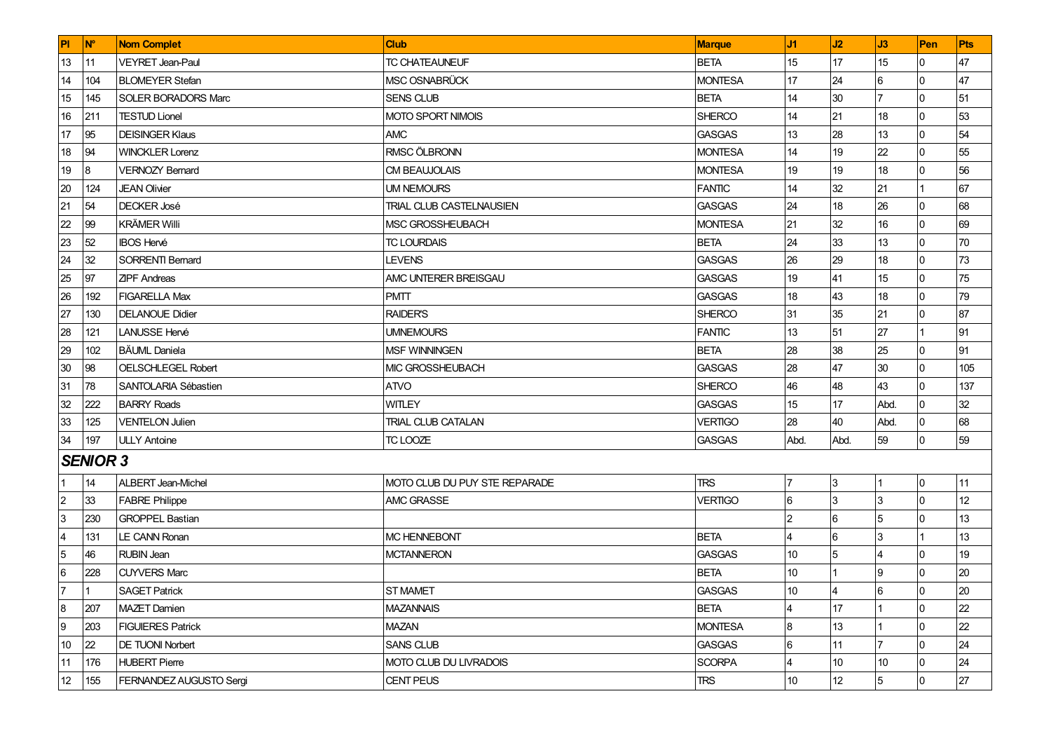| Pl | N° | Nom Complet | Club | Marque | J1 | J2 | J3 | Pen | Pts |
|---|---|---|---|---|---|---|---|---|---|
| 13 | 11 | VEYRET Jean-Paul | TC CHATEAUNEUF | BETA | 15 | 17 | 15 | 0 | 47 |
| 14 | 104 | BLOMEYER Stefan | MSC OSNABRÜCK | MONTESA | 17 | 24 | 6 | 0 | 47 |
| 15 | 145 | SOLER BORADORS Marc | SENS CLUB | BETA | 14 | 30 | 7 | 0 | 51 |
| 16 | 211 | TESTUD Lionel | MOTO SPORT NIMOIS | SHERCO | 14 | 21 | 18 | 0 | 53 |
| 17 | 95 | DEISINGER Klaus | AMC | GASGAS | 13 | 28 | 13 | 0 | 54 |
| 18 | 94 | WINCKLER Lorenz | RMSC ÖLBRONN | MONTESA | 14 | 19 | 22 | 0 | 55 |
| 19 | 8 | VERNOZY Bernard | CM BEAUJOLAIS | MONTESA | 19 | 19 | 18 | 0 | 56 |
| 20 | 124 | JEAN Olivier | UM NEMOURS | FANTIC | 14 | 32 | 21 | 1 | 67 |
| 21 | 54 | DECKER José | TRIAL CLUB CASTELNAUSIEN | GASGAS | 24 | 18 | 26 | 0 | 68 |
| 22 | 99 | KRÄMER Willi | MSC GROSSHEUBACH | MONTESA | 21 | 32 | 16 | 0 | 69 |
| 23 | 52 | IBOS Hervé | TC LOURDAIS | BETA | 24 | 33 | 13 | 0 | 70 |
| 24 | 32 | SORRENTI Bernard | LEVENS | GASGAS | 26 | 29 | 18 | 0 | 73 |
| 25 | 97 | ZIPF Andreas | AMC UNTERER BREISGAU | GASGAS | 19 | 41 | 15 | 0 | 75 |
| 26 | 192 | FIGARELLA Max | PMTT | GASGAS | 18 | 43 | 18 | 0 | 79 |
| 27 | 130 | DELANOUE Didier | RAIDER'S | SHERCO | 31 | 35 | 21 | 0 | 87 |
| 28 | 121 | LANUSSE Hervé | UMNEMOURS | FANTIC | 13 | 51 | 27 | 1 | 91 |
| 29 | 102 | BÄUML Daniela | MSF WINNINGEN | BETA | 28 | 38 | 25 | 0 | 91 |
| 30 | 98 | OELSCHLEGEL Robert | MIC GROSSHEUBACH | GASGAS | 28 | 47 | 30 | 0 | 105 |
| 31 | 78 | SANTOLARIA Sébastien | ATVO | SHERCO | 46 | 48 | 43 | 0 | 137 |
| 32 | 222 | BARRY Roads | WITLEY | GASGAS | 15 | 17 | Abd. | 0 | 32 |
| 33 | 125 | VENTELON Julien | TRIAL CLUB CATALAN | VERTIGO | 28 | 40 | Abd. | 0 | 68 |
| 34 | 197 | ULLY Antoine | TC LOOZE | GASGAS | Abd. | Abd. | 59 | 0 | 59 |
| ***SENIOR 3*** | | | | | | | | | |
| 1 | 14 | ALBERT Jean-Michel | MOTO CLUB DU PUY STE REPARADE | TRS | 7 | 3 | 1 | 0 | 11 |
| 2 | 33 | FABRE Philippe | AMC GRASSE | VERTIGO | 6 | 3 | 3 | 0 | 12 |
| 3 | 230 | GROPPEL Bastian | | | 2 | 6 | 5 | 0 | 13 |
| 4 | 131 | LE CANN Ronan | MC HENNEBONT | BETA | 4 | 6 | 3 | 1 | 13 |
| 5 | 46 | RUBIN Jean | MCTANNERON | GASGAS | 10 | 5 | 4 | 0 | 19 |
| 6 | 228 | CUYVERS Marc | | BETA | 10 | 1 | 9 | 0 | 20 |
| 7 | 1 | SAGET Patrick | ST MAMET | GASGAS | 10 | 4 | 6 | 0 | 20 |
| 8 | 207 | MAZET Damien | MAZANNAIS | BETA | 4 | 17 | 1 | 0 | 22 |
| 9 | 203 | FIGUIERES Patrick | MAZAN | MONTESA | 8 | 13 | 1 | 0 | 22 |
| 10 | 22 | DE TUONI Norbert | SANS CLUB | GASGAS | 6 | 11 | 7 | 0 | 24 |
| 11 | 176 | HUBERT Pierre | MOTO CLUB DU LIVRADOIS | SCORPA | 4 | 10 | 10 | 0 | 24 |
| 12 | 155 | FERNANDEZ AUGUSTO Sergi | CENT PEUS | TRS | 10 | 12 | 5 | 0 | 27 |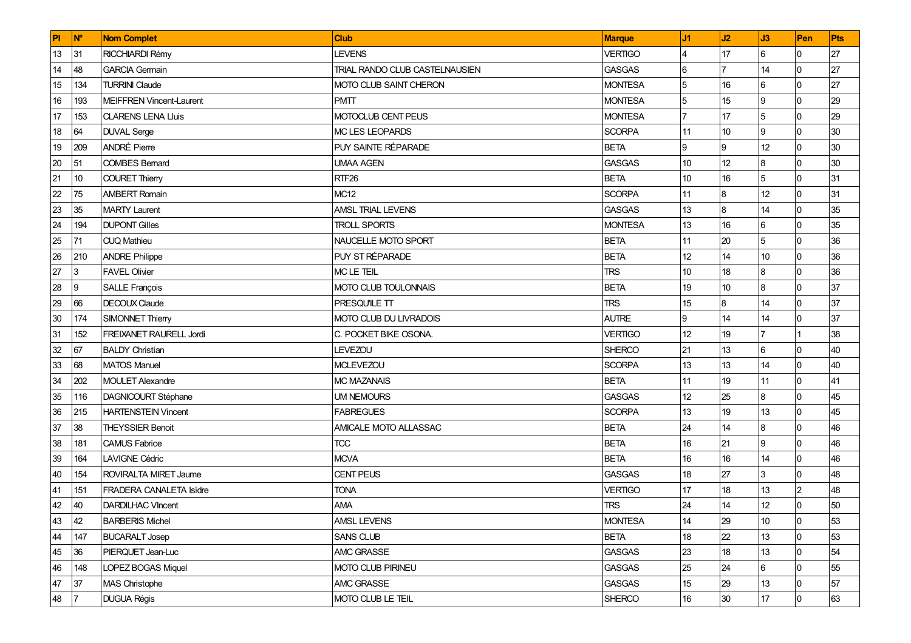| Pl | N° | Nom Complet | Club | Marque | J1 | J2 | J3 | Pen | Pts |
|---|---|---|---|---|---|---|---|---|---|
| 13 | 31 | RICCHIARDI Rémy | LEVENS | VERTIGO | 4 | 17 | 6 | 0 | 27 |
| 14 | 48 | GARCIA Germain | TRIAL RANDO CLUB CASTELNAUSIEN | GASGAS | 6 | 7 | 14 | 0 | 27 |
| 15 | 134 | TURRINI Claude | MOTO CLUB SAINT CHERON | MONTESA | 5 | 16 | 6 | 0 | 27 |
| 16 | 193 | MEIFFREN Vincent-Laurent | PMTT | MONTESA | 5 | 15 | 9 | 0 | 29 |
| 17 | 153 | CLARENS LENA Lluis | MOTOCLUB CENT PEUS | MONTESA | 7 | 17 | 5 | 0 | 29 |
| 18 | 64 | DUVAL Serge | MC LES LEOPARDS | SCORPA | 11 | 10 | 9 | 0 | 30 |
| 19 | 209 | ANDRÉ Pierre | PUY SAINTE RÉPARADE | BETA | 9 | 9 | 12 | 0 | 30 |
| 20 | 51 | COMBES Bernard | UMAA AGEN | GASGAS | 10 | 12 | 8 | 0 | 30 |
| 21 | 10 | COURET Thierry | RTF26 | BETA | 10 | 16 | 5 | 0 | 31 |
| 22 | 75 | AMBERT Romain | MC12 | SCORPA | 11 | 8 | 12 | 0 | 31 |
| 23 | 35 | MARTY Laurent | AMSL TRIAL LEVENS | GASGAS | 13 | 8 | 14 | 0 | 35 |
| 24 | 194 | DUPONT Gilles | TROLL SPORTS | MONTESA | 13 | 16 | 6 | 0 | 35 |
| 25 | 71 | CUQ Mathieu | NAUCELLE MOTO SPORT | BETA | 11 | 20 | 5 | 0 | 36 |
| 26 | 210 | ANDRE Philippe | PUY ST RÉPARADE | BETA | 12 | 14 | 10 | 0 | 36 |
| 27 | 3 | FAVEL Olivier | MC LE TEIL | TRS | 10 | 18 | 8 | 0 | 36 |
| 28 | 9 | SALLE François | MOTO CLUB TOULONNAIS | BETA | 19 | 10 | 8 | 0 | 37 |
| 29 | 66 | DECOUX Claude | PRESQU'ILE TT | TRS | 15 | 8 | 14 | 0 | 37 |
| 30 | 174 | SIMONNET Thierry | MOTO CLUB DU LIVRADOIS | AUTRE | 9 | 14 | 14 | 0 | 37 |
| 31 | 152 | FREIXANET RAURELL Jordi | C. POCKET BIKE OSONA. | VERTIGO | 12 | 19 | 7 | 1 | 38 |
| 32 | 67 | BALDY Christian | LEVEZOU | SHERCO | 21 | 13 | 6 | 0 | 40 |
| 33 | 68 | MATOS Manuel | MCLEVEZOU | SCORPA | 13 | 13 | 14 | 0 | 40 |
| 34 | 202 | MOULET Alexandre | MC MAZANAIS | BETA | 11 | 19 | 11 | 0 | 41 |
| 35 | 116 | DAGNICOURT Stéphane | UM NEMOURS | GASGAS | 12 | 25 | 8 | 0 | 45 |
| 36 | 215 | HARTENSTEIN Vincent | FABREGUES | SCORPA | 13 | 19 | 13 | 0 | 45 |
| 37 | 38 | THEYSSIER Benoit | AMICALE MOTO ALLASSAC | BETA | 24 | 14 | 8 | 0 | 46 |
| 38 | 181 | CAMUS Fabrice | TCC | BETA | 16 | 21 | 9 | 0 | 46 |
| 39 | 164 | LAVIGNE Cédric | MCVA | BETA | 16 | 16 | 14 | 0 | 46 |
| 40 | 154 | ROVIRALTA MIRET Jaume | CENT PEUS | GASGAS | 18 | 27 | 3 | 0 | 48 |
| 41 | 151 | FRADERA CANALETA Isidre | TONA | VERTIGO | 17 | 18 | 13 | 2 | 48 |
| 42 | 40 | DARDILHAC VIncent | AMA | TRS | 24 | 14 | 12 | 0 | 50 |
| 43 | 42 | BARBERIS Michel | AMSL LEVENS | MONTESA | 14 | 29 | 10 | 0 | 53 |
| 44 | 147 | BUCARALT Josep | SANS CLUB | BETA | 18 | 22 | 13 | 0 | 53 |
| 45 | 36 | PIERQUET Jean-Luc | AMC GRASSE | GASGAS | 23 | 18 | 13 | 0 | 54 |
| 46 | 148 | LOPEZ BOGAS Miquel | MOTO CLUB PIRINEU | GASGAS | 25 | 24 | 6 | 0 | 55 |
| 47 | 37 | MAS Christophe | AMC GRASSE | GASGAS | 15 | 29 | 13 | 0 | 57 |
| 48 | 7 | DUGUA Régis | MOTO CLUB LE TEIL | SHERCO | 16 | 30 | 17 | 0 | 63 |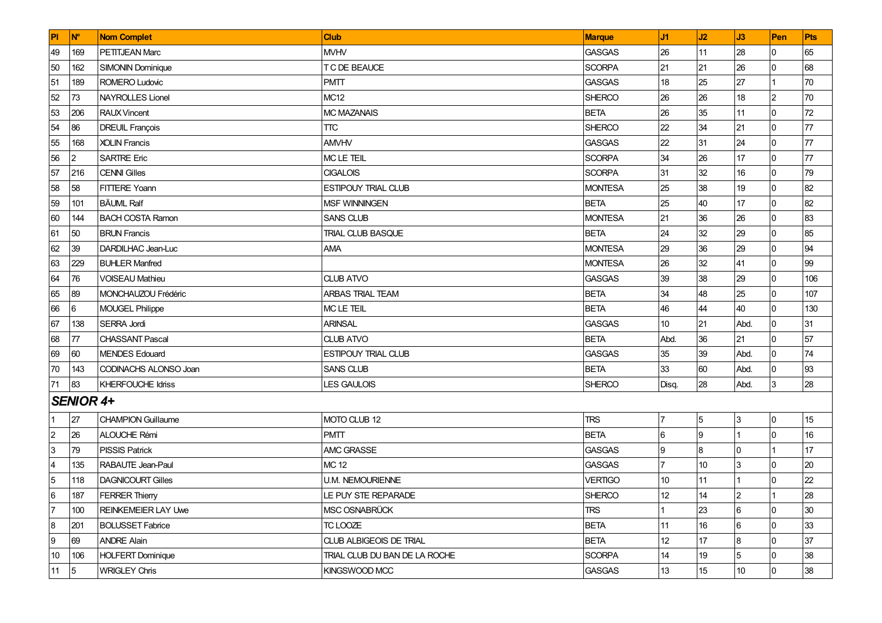| Pl | N° | Nom Complet | Club | Marque | J1 | J2 | J3 | Pen | Pts |
|---|---|---|---|---|---|---|---|---|---|
| 49 | 169 | PETITJEAN Marc | MVHV | GASGAS | 26 | 11 | 28 | 0 | 65 |
| 50 | 162 | SIMONIN Dominique | T C DE BEAUCE | SCORPA | 21 | 21 | 26 | 0 | 68 |
| 51 | 189 | ROMERO Ludovic | PMTT | GASGAS | 18 | 25 | 27 | 1 | 70 |
| 52 | 73 | NAYROLLES Lionel | MC12 | SHERCO | 26 | 26 | 18 | 2 | 70 |
| 53 | 206 | RAUX Vincent | MC MAZANAIS | BETA | 26 | 35 | 11 | 0 | 72 |
| 54 | 86 | DREUIL François | TTC | SHERCO | 22 | 34 | 21 | 0 | 77 |
| 55 | 168 | XOLIN Francis | AMVHV | GASGAS | 22 | 31 | 24 | 0 | 77 |
| 56 | 2 | SARTRE Eric | MC LE TEIL | SCORPA | 34 | 26 | 17 | 0 | 77 |
| 57 | 216 | CENNI Gilles | CIGALOIS | SCORPA | 31 | 32 | 16 | 0 | 79 |
| 58 | 58 | FITTERE Yoann | ESTIPOUY TRIAL CLUB | MONTESA | 25 | 38 | 19 | 0 | 82 |
| 59 | 101 | BÄUML Ralf | MSF WINNINGEN | BETA | 25 | 40 | 17 | 0 | 82 |
| 60 | 144 | BACH COSTA Ramon | SANS CLUB | MONTESA | 21 | 36 | 26 | 0 | 83 |
| 61 | 50 | BRUN Francis | TRIAL CLUB BASQUE | BETA | 24 | 32 | 29 | 0 | 85 |
| 62 | 39 | DARDILHAC Jean-Luc | AMA | MONTESA | 29 | 36 | 29 | 0 | 94 |
| 63 | 229 | BUHLER Manfred | | MONTESA | 26 | 32 | 41 | 0 | 99 |
| 64 | 76 | VOISEAU Mathieu | CLUB ATVO | GASGAS | 39 | 38 | 29 | 0 | 106 |
| 65 | 89 | MONCHAUZOU Frédéric | ARBAS TRIAL TEAM | BETA | 34 | 48 | 25 | 0 | 107 |
| 66 | 6 | MOUGEL Philippe | MC LE TEIL | BETA | 46 | 44 | 40 | 0 | 130 |
| 67 | 138 | SERRA Jordi | ARINSAL | GASGAS | 10 | 21 | Abd. | 0 | 31 |
| 68 | 77 | CHASSANT Pascal | CLUB ATVO | BETA | Abd. | 36 | 21 | 0 | 57 |
| 69 | 60 | MENDES Edouard | ESTIPOUY TRIAL CLUB | GASGAS | 35 | 39 | Abd. | 0 | 74 |
| 70 | 143 | CODINACHS ALONSO Joan | SANS CLUB | BETA | 33 | 60 | Abd. | 0 | 93 |
| 71 | 83 | KHERFOUCHE Idriss | LES GAULOIS | SHERCO | Disq. | 28 | Abd. | 3 | 28 |
| ***SENIOR 4+*** | | | | | | | | | |
| 1 | 27 | CHAMPION Guillaume | MOTO CLUB 12 | TRS | 7 | 5 | 3 | 0 | 15 |
| 2 | 26 | ALOUCHE Rémi | PMTT | BETA | 6 | 9 | 1 | 0 | 16 |
| 3 | 79 | PISSIS Patrick | AMC GRASSE | GASGAS | 9 | 8 | 0 | 1 | 17 |
| 4 | 135 | RABAUTE Jean-Paul | MC 12 | GASGAS | 7 | 10 | 3 | 0 | 20 |
| 5 | 118 | DAGNICOURT Gilles | U.M. NEMOURIENNE | VERTIGO | 10 | 11 | 1 | 0 | 22 |
| 6 | 187 | FERRER Thierry | LE PUY STE REPARADE | SHERCO | 12 | 14 | 2 | 1 | 28 |
| 7 | 100 | REINKEMEIER LAY Uwe | MSC OSNABRÜCK | TRS | 1 | 23 | 6 | 0 | 30 |
| 8 | 201 | BOLUSSET Fabrice | TC LOOZE | BETA | 11 | 16 | 6 | 0 | 33 |
| 9 | 69 | ANDRE Alain | CLUB ALBIGEOIS DE TRIAL | BETA | 12 | 17 | 8 | 0 | 37 |
| 10 | 106 | HOLFERT Dominique | TRIAL CLUB DU BAN DE LA ROCHE | SCORPA | 14 | 19 | 5 | 0 | 38 |
| 11 | 5 | WRIGLEY Chris | KINGSWOOD MCC | GASGAS | 13 | 15 | 10 | 0 | 38 |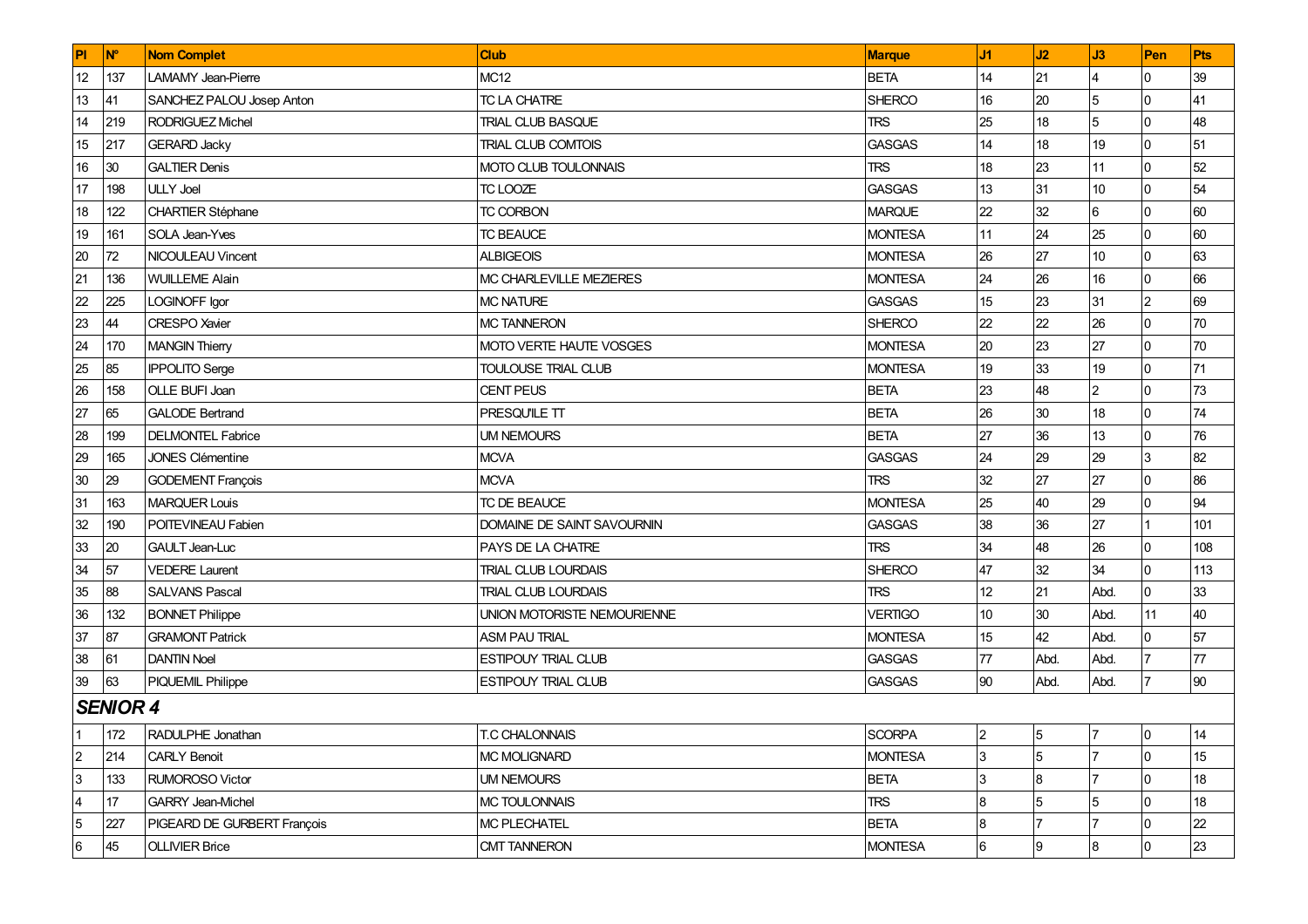| Pl | N° | Nom Complet | Club | Marque | J1 | J2 | J3 | Pen | Pts |
|---|---|---|---|---|---|---|---|---|---|
| 12 | 137 | LAMAMY Jean-Pierre | MC12 | BETA | 14 | 21 | 4 | 0 | 39 |
| 13 | 41 | SANCHEZ PALOU Josep Anton | TC LA CHATRE | SHERCO | 16 | 20 | 5 | 0 | 41 |
| 14 | 219 | RODRIGUEZ Michel | TRIAL CLUB BASQUE | TRS | 25 | 18 | 5 | 0 | 48 |
| 15 | 217 | GERARD Jacky | TRIAL CLUB COMTOIS | GASGAS | 14 | 18 | 19 | 0 | 51 |
| 16 | 30 | GALTIER Denis | MOTO CLUB TOULONNAIS | TRS | 18 | 23 | 11 | 0 | 52 |
| 17 | 198 | ULLY Joel | TC LOOZE | GASGAS | 13 | 31 | 10 | 0 | 54 |
| 18 | 122 | CHARTIER Stéphane | TC CORBON | MARQUE | 22 | 32 | 6 | 0 | 60 |
| 19 | 161 | SOLA Jean-Yves | TC BEAUCE | MONTESA | 11 | 24 | 25 | 0 | 60 |
| 20 | 72 | NICOULEAU Vincent | ALBIGEOIS | MONTESA | 26 | 27 | 10 | 0 | 63 |
| 21 | 136 | WUILLEME Alain | MC CHARLEVILLE MEZIERES | MONTESA | 24 | 26 | 16 | 0 | 66 |
| 22 | 225 | LOGINOFF Igor | MC NATURE | GASGAS | 15 | 23 | 31 | 2 | 69 |
| 23 | 44 | CRESPO Xavier | MC TANNERON | SHERCO | 22 | 22 | 26 | 0 | 70 |
| 24 | 170 | MANGIN Thierry | MOTO VERTE HAUTE VOSGES | MONTESA | 20 | 23 | 27 | 0 | 70 |
| 25 | 85 | IPPOLITO Serge | TOULOUSE TRIAL CLUB | MONTESA | 19 | 33 | 19 | 0 | 71 |
| 26 | 158 | OLLE BUFI Joan | CENT PEUS | BETA | 23 | 48 | 2 | 0 | 73 |
| 27 | 65 | GALODE Bertrand | PRESQU'ILE TT | BETA | 26 | 30 | 18 | 0 | 74 |
| 28 | 199 | DELMONTEL Fabrice | UM NEMOURS | BETA | 27 | 36 | 13 | 0 | 76 |
| 29 | 165 | JONES Clémentine | MCVA | GASGAS | 24 | 29 | 29 | 3 | 82 |
| 30 | 29 | GODEMENT François | MCVA | TRS | 32 | 27 | 27 | 0 | 86 |
| 31 | 163 | MARQUER Louis | TC DE BEAUCE | MONTESA | 25 | 40 | 29 | 0 | 94 |
| 32 | 190 | POITEVINEAU Fabien | DOMAINE DE SAINT SAVOURNIN | GASGAS | 38 | 36 | 27 | 1 | 101 |
| 33 | 20 | GAULT Jean-Luc | PAYS DE LA CHATRE | TRS | 34 | 48 | 26 | 0 | 108 |
| 34 | 57 | VEDERE Laurent | TRIAL CLUB LOURDAIS | SHERCO | 47 | 32 | 34 | 0 | 113 |
| 35 | 88 | SALVANS Pascal | TRIAL CLUB LOURDAIS | TRS | 12 | 21 | Abd. | 0 | 33 |
| 36 | 132 | BONNET Philippe | UNION MOTORISTE NEMOURIENNE | VERTIGO | 10 | 30 | Abd. | 11 | 40 |
| 37 | 87 | GRAMONT Patrick | ASM PAU TRIAL | MONTESA | 15 | 42 | Abd. | 0 | 57 |
| 38 | 61 | DANTIN Noel | ESTIPOUY TRIAL CLUB | GASGAS | 77 | Abd. | Abd. | 7 | 77 |
| 39 | 63 | PIQUEMIL Philippe | ESTIPOUY TRIAL CLUB | GASGAS | 90 | Abd. | Abd. | 7 | 90 |
| ***SENIOR 4*** | | | | | | | | | |
| 1 | 172 | RADULPHE Jonathan | T.C CHALONNAIS | SCORPA | 2 | 5 | 7 | 0 | 14 |
| 2 | 214 | CARLY Benoit | MC MOLIGNARD | MONTESA | 3 | 5 | 7 | 0 | 15 |
| 3 | 133 | RUMOROSO Victor | UM NEMOURS | BETA | 3 | 8 | 7 | 0 | 18 |
| 4 | 17 | GARRY Jean-Michel | MC TOULONNAIS | TRS | 8 | 5 | 5 | 0 | 18 |
| 5 | 227 | PIGEARD DE GURBERT François | MC PLECHATEL | BETA | 8 | 7 | 7 | 0 | 22 |
| 6 | 45 | OLLIVIER Brice | CMT TANNERON | MONTESA | 6 | 9 | 8 | 0 | 23 |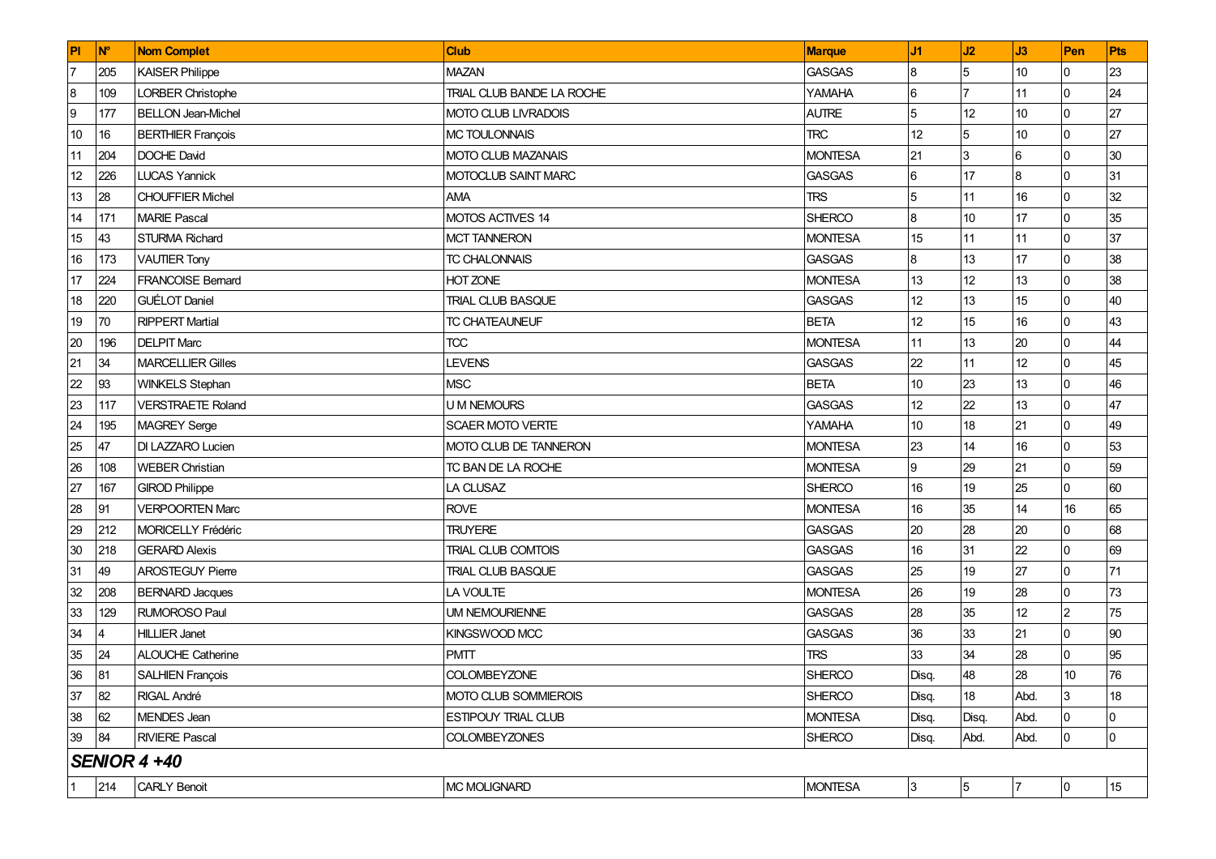| Pl | N° | Nom Complet | Club | Marque | J1 | J2 | J3 | Pen | Pts |
|---|---|---|---|---|---|---|---|---|---|
| 7 | 205 | KAISER Philippe | MAZAN | GASGAS | 8 | 5 | 10 | 0 | 23 |
| 8 | 109 | LORBER Christophe | TRIAL CLUB BANDE LA ROCHE | YAMAHA | 6 | 7 | 11 | 0 | 24 |
| 9 | 177 | BELLON Jean-Michel | MOTO CLUB LIVRADOIS | AUTRE | 5 | 12 | 10 | 0 | 27 |
| 10 | 16 | BERTHIER François | MC TOULONNAIS | TRC | 12 | 5 | 10 | 0 | 27 |
| 11 | 204 | DOCHE David | MOTO CLUB MAZANAIS | MONTESA | 21 | 3 | 6 | 0 | 30 |
| 12 | 226 | LUCAS Yannick | MOTOCLUB SAINT MARC | GASGAS | 6 | 17 | 8 | 0 | 31 |
| 13 | 28 | CHOUFFIER Michel | AMA | TRS | 5 | 11 | 16 | 0 | 32 |
| 14 | 171 | MARIE Pascal | MOTOS ACTIVES 14 | SHERCO | 8 | 10 | 17 | 0 | 35 |
| 15 | 43 | STURMA Richard | MCT TANNERON | MONTESA | 15 | 11 | 11 | 0 | 37 |
| 16 | 173 | VAUTIER Tony | TC CHALONNAIS | GASGAS | 8 | 13 | 17 | 0 | 38 |
| 17 | 224 | FRANCOISE Bernard | HOT ZONE | MONTESA | 13 | 12 | 13 | 0 | 38 |
| 18 | 220 | GUÉLOT Daniel | TRIAL CLUB BASQUE | GASGAS | 12 | 13 | 15 | 0 | 40 |
| 19 | 70 | RIPPERT Martial | TC CHATEAUNEUF | BETA | 12 | 15 | 16 | 0 | 43 |
| 20 | 196 | DELPIT Marc | TCC | MONTESA | 11 | 13 | 20 | 0 | 44 |
| 21 | 34 | MARCELLIER Gilles | LEVENS | GASGAS | 22 | 11 | 12 | 0 | 45 |
| 22 | 93 | WINKELS Stephan | MSC | BETA | 10 | 23 | 13 | 0 | 46 |
| 23 | 117 | VERSTRAETE Roland | U M NEMOURS | GASGAS | 12 | 22 | 13 | 0 | 47 |
| 24 | 195 | MAGREY Serge | SCAER MOTO VERTE | YAMAHA | 10 | 18 | 21 | 0 | 49 |
| 25 | 47 | DI LAZZARO Lucien | MOTO CLUB DE TANNERON | MONTESA | 23 | 14 | 16 | 0 | 53 |
| 26 | 108 | WEBER Christian | TC BAN DE LA ROCHE | MONTESA | 9 | 29 | 21 | 0 | 59 |
| 27 | 167 | GIROD Philippe | LA CLUSAZ | SHERCO | 16 | 19 | 25 | 0 | 60 |
| 28 | 91 | VERPOORTEN Marc | ROVE | MONTESA | 16 | 35 | 14 | 16 | 65 |
| 29 | 212 | MORICELLY Frédéric | TRUYERE | GASGAS | 20 | 28 | 20 | 0 | 68 |
| 30 | 218 | GERARD Alexis | TRIAL CLUB COMTOIS | GASGAS | 16 | 31 | 22 | 0 | 69 |
| 31 | 49 | AROSTEGUY Pierre | TRIAL CLUB BASQUE | GASGAS | 25 | 19 | 27 | 0 | 71 |
| 32 | 208 | BERNARD Jacques | LA VOULTE | MONTESA | 26 | 19 | 28 | 0 | 73 |
| 33 | 129 | RUMOROSO Paul | UM NEMOURIENNE | GASGAS | 28 | 35 | 12 | 2 | 75 |
| 34 | 4 | HILLIER Janet | KINGSWOOD MCC | GASGAS | 36 | 33 | 21 | 0 | 90 |
| 35 | 24 | ALOUCHE Catherine | PMTT | TRS | 33 | 34 | 28 | 0 | 95 |
| 36 | 81 | SALHIEN François | COLOMBEYZONE | SHERCO | Disq. | 48 | 28 | 10 | 76 |
| 37 | 82 | RIGAL André | MOTO CLUB SOMMIEROIS | SHERCO | Disq. | 18 | Abd. | 3 | 18 |
| 38 | 62 | MENDES Jean | ESTIPOUY TRIAL CLUB | MONTESA | Disq. | Disq. | Abd. | 0 | 0 |
| 39 | 84 | RIVIERE Pascal | COLOMBEYZONES | SHERCO | Disq. | Abd. | Abd. | 0 | 0 |
| ***SENIOR 4 +40*** | | | | | | | | | |
| 1 | 214 | CARLY Benoit | MC MOLIGNARD | MONTESA | 3 | 5 | 7 | 0 | 15 |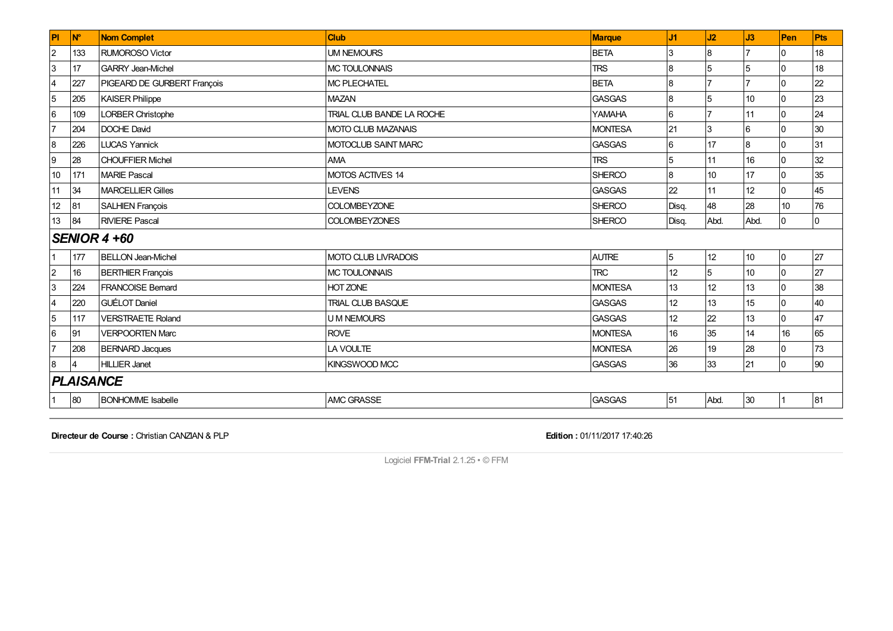| Pl | N° | Nom Complet | Club | Marque | J1 | J2 | J3 | Pen | Pts |
|---|---|---|---|---|---|---|---|---|---|
| 2 | 133 | RUMOROSO Victor | UM NEMOURS | BETA | 3 | 8 | 7 | 0 | 18 |
| 3 | 17 | GARRY Jean-Michel | MC TOULONNAIS | TRS | 8 | 5 | 5 | 0 | 18 |
| 4 | 227 | PIGEARD DE GURBERT François | MC PLECHATEL | BETA | 8 | 7 | 7 | 0 | 22 |
| 5 | 205 | KAISER Philippe | MAZAN | GASGAS | 8 | 5 | 10 | 0 | 23 |
| 6 | 109 | LORBER Christophe | TRIAL CLUB BANDE LA ROCHE | YAMAHA | 6 | 7 | 11 | 0 | 24 |
| 7 | 204 | DOCHE David | MOTO CLUB MAZANAIS | MONTESA | 21 | 3 | 6 | 0 | 30 |
| 8 | 226 | LUCAS Yannick | MOTOCLUB SAINT MARC | GASGAS | 6 | 17 | 8 | 0 | 31 |
| 9 | 28 | CHOUFFIER Michel | AMA | TRS | 5 | 11 | 16 | 0 | 32 |
| 10 | 171 | MARIE Pascal | MOTOS ACTIVES 14 | SHERCO | 8 | 10 | 17 | 0 | 35 |
| 11 | 34 | MARCELLIER Gilles | LEVENS | GASGAS | 22 | 11 | 12 | 0 | 45 |
| 12 | 81 | SALHIEN François | COLOMBEYZONE | SHERCO | Disq. | 48 | 28 | 10 | 76 |
| 13 | 84 | RIVIERE Pascal | COLOMBEYZONES | SHERCO | Disq. | Abd. | Abd. | 0 | 0 |
| ***SENIOR 4 +60*** | | | | | | | | | |
| 1 | 177 | BELLON Jean-Michel | MOTO CLUB LIVRADOIS | AUTRE | 5 | 12 | 10 | 0 | 27 |
| 2 | 16 | BERTHIER François | MC TOULONNAIS | TRC | 12 | 5 | 10 | 0 | 27 |
| 3 | 224 | FRANCOISE Bernard | HOT ZONE | MONTESA | 13 | 12 | 13 | 0 | 38 |
| 4 | 220 | GUÉLOT Daniel | TRIAL CLUB BASQUE | GASGAS | 12 | 13 | 15 | 0 | 40 |
| 5 | 117 | VERSTRAETE Roland | U M NEMOURS | GASGAS | 12 | 22 | 13 | 0 | 47 |
| 6 | 91 | VERPOORTEN Marc | ROVE | MONTESA | 16 | 35 | 14 | 16 | 65 |
| 7 | 208 | BERNARD Jacques | LA VOULTE | MONTESA | 26 | 19 | 28 | 0 | 73 |
| 8 | 4 | HILLIER Janet | KINGSWOOD MCC | GASGAS | 36 | 33 | 21 | 0 | 90 |
| ***PLAISANCE*** | | | | | | | | | |
| 1 | 80 | BONHOMME Isabelle | AMC GRASSE | GASGAS | 51 | Abd. | 30 | 1 | 81 |

**Directeur de Course :** Christian CANZIAN & PLP

**Edition :** 01/11/2017 17:40:26

Logiciel **FFM-Trial** 2.1.25 • © FFM